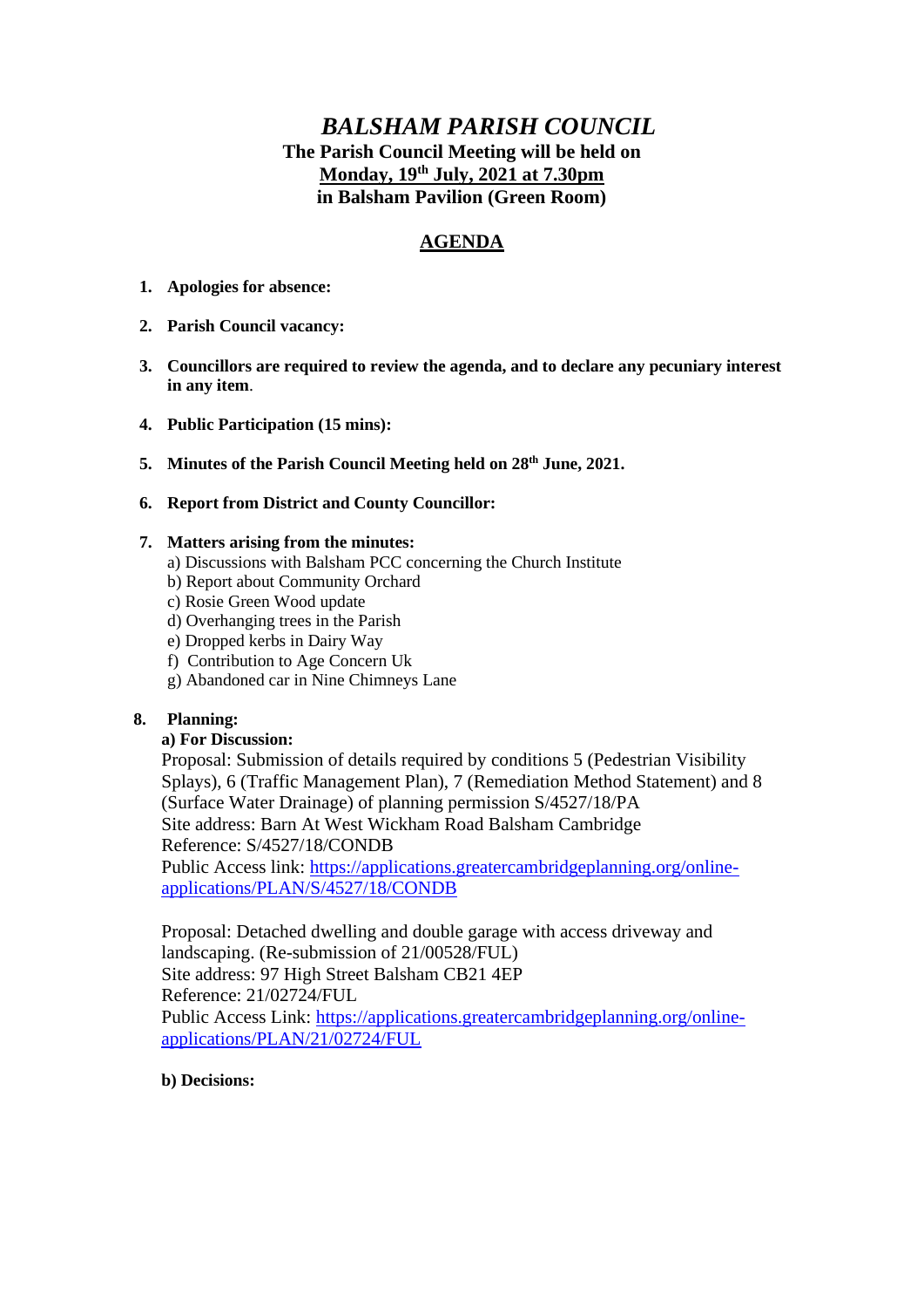# *BALSHAM PARISH COUNCIL*

**The Parish Council Meeting will be held on**
**Monday, 19th July, 2021 at 7.30pm**
**in Balsham Pavilion (Green Room)**

## AGENDA

1. **Apologies for absence:**

2. **Parish Council vacancy:**

3. **Councillors are required to review the agenda, and to declare any pecuniary interest in any item**.

4. **Public Participation (15 mins):**

5. **Minutes of the Parish Council Meeting held on 28th June, 2021.**

6. **Report from District and County Councillor:**

7. **Matters arising from the minutes:**
   a) Discussions with Balsham PCC concerning the Church Institute
   b) Report about Community Orchard
   c) Rosie Green Wood update
   d) Overhanging trees in the Parish
   e) Dropped kerbs in Dairy Way
   f) Contribution to Age Concern Uk
   g) Abandoned car in Nine Chimneys Lane

8. **Planning:**

   **a) For Discussion:**

   Proposal: Submission of details required by conditions 5 (Pedestrian Visibility Splays), 6 (Traffic Management Plan), 7 (Remediation Method Statement) and 8 (Surface Water Drainage) of planning permission S/4527/18/PA
   Site address: Barn At West Wickham Road Balsham Cambridge
   Reference: S/4527/18/CONDB
   Public Access link: [https://applications.greatercambridgeplanning.org/online-applications/PLAN/S/4527/18/CONDB](https://applications.greatercambridgeplanning.org/online-applications/PLAN/S/4527/18/CONDB)

   Proposal: Detached dwelling and double garage with access driveway and landscaping. (Re-submission of 21/00528/FUL)
   Site address: 97 High Street Balsham CB21 4EP
   Reference: 21/02724/FUL
   Public Access Link: [https://applications.greatercambridgeplanning.org/online-applications/PLAN/21/02724/FUL](https://applications.greatercambridgeplanning.org/online-applications/PLAN/21/02724/FUL)

   **b) Decisions:**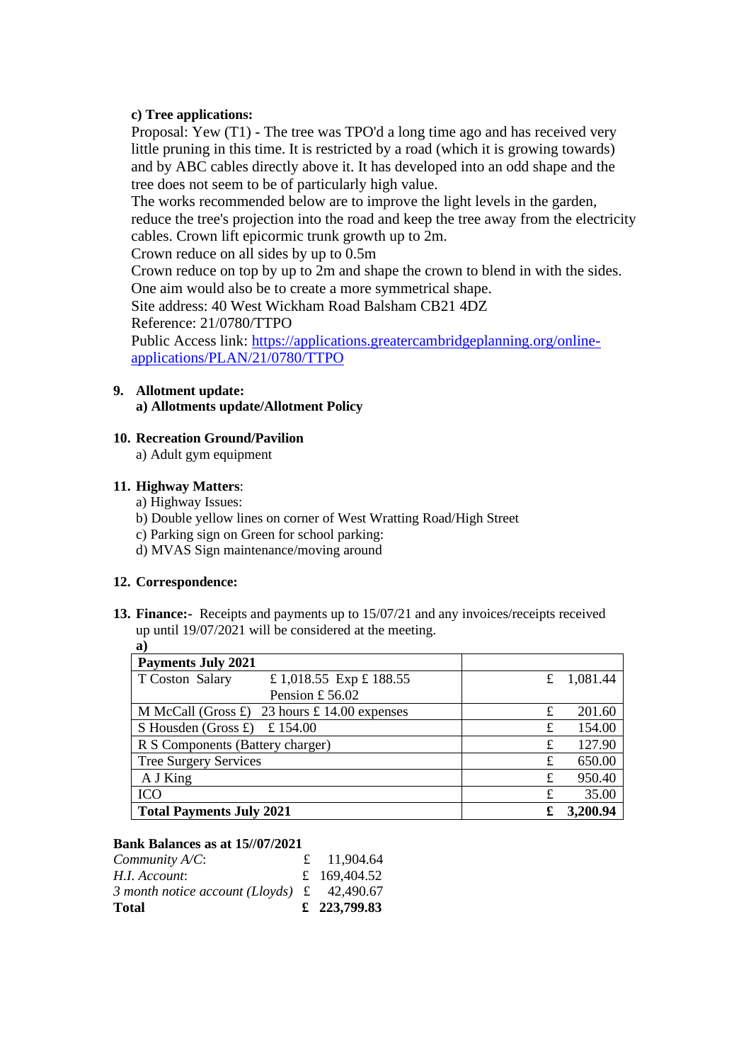**c) Tree applications:**

Proposal: Yew (T1) - The tree was TPO'd a long time ago and has received very little pruning in this time. It is restricted by a road (which it is growing towards) and by ABC cables directly above it. It has developed into an odd shape and the tree does not seem to be of particularly high value.
The works recommended below are to improve the light levels in the garden, reduce the tree's projection into the road and keep the tree away from the electricity cables. Crown lift epicormic trunk growth up to 2m.
Crown reduce on all sides by up to 0.5m
Crown reduce on top by up to 2m and shape the crown to blend in with the sides. One aim would also be to create a more symmetrical shape.
Site address: 40 West Wickham Road Balsham CB21 4DZ
Reference: 21/0780/TTPO
Public Access link: [https://applications.greatercambridgeplanning.org/online-applications/PLAN/21/0780/TTPO](https://applications.greatercambridgeplanning.org/online-applications/PLAN/21/0780/TTPO)

**9. Allotment update:**
**a) Allotments update/Allotment Policy**

**10. Recreation Ground/Pavilion**
a) Adult gym equipment

**11. Highway Matters**:
a) Highway Issues:
b) Double yellow lines on corner of West Wratting Road/High Street
c) Parking sign on Green for school parking:
d) MVAS Sign maintenance/moving around

**12. Correspondence:**

**13. Finance:-** Receipts and payments up to 15/07/21 and any invoices/receipts received up until 19/07/2021 will be considered at the meeting.
**a)**

| **Payments July 2021** | |
|---|---|
| T Coston Salary £ 1,018.55 Exp £ 188.55 Pension £ 56.02 | £ 1,081.44 |
| M McCall (Gross £) 23 hours £ 14.00 expenses | £ 201.60 |
| S Housden (Gross £) £ 154.00 | £ 154.00 |
| R S Components (Battery charger) | £ 127.90 |
| Tree Surgery Services | £ 650.00 |
| A J King | £ 950.40 |
| ICO | £ 35.00 |
| **Total Payments July 2021** | **£ 3,200.94** |

**Bank Balances as at 15//07/2021**

| | |
|---|---|
| *Community A/C*: | £ 11,904.64 |
| *H.I. Account*: | £ 169,404.52 |
| *3 month notice account (Lloyds)* | £ 42,490.67 |
| **Total** | **£ 223,799.83** |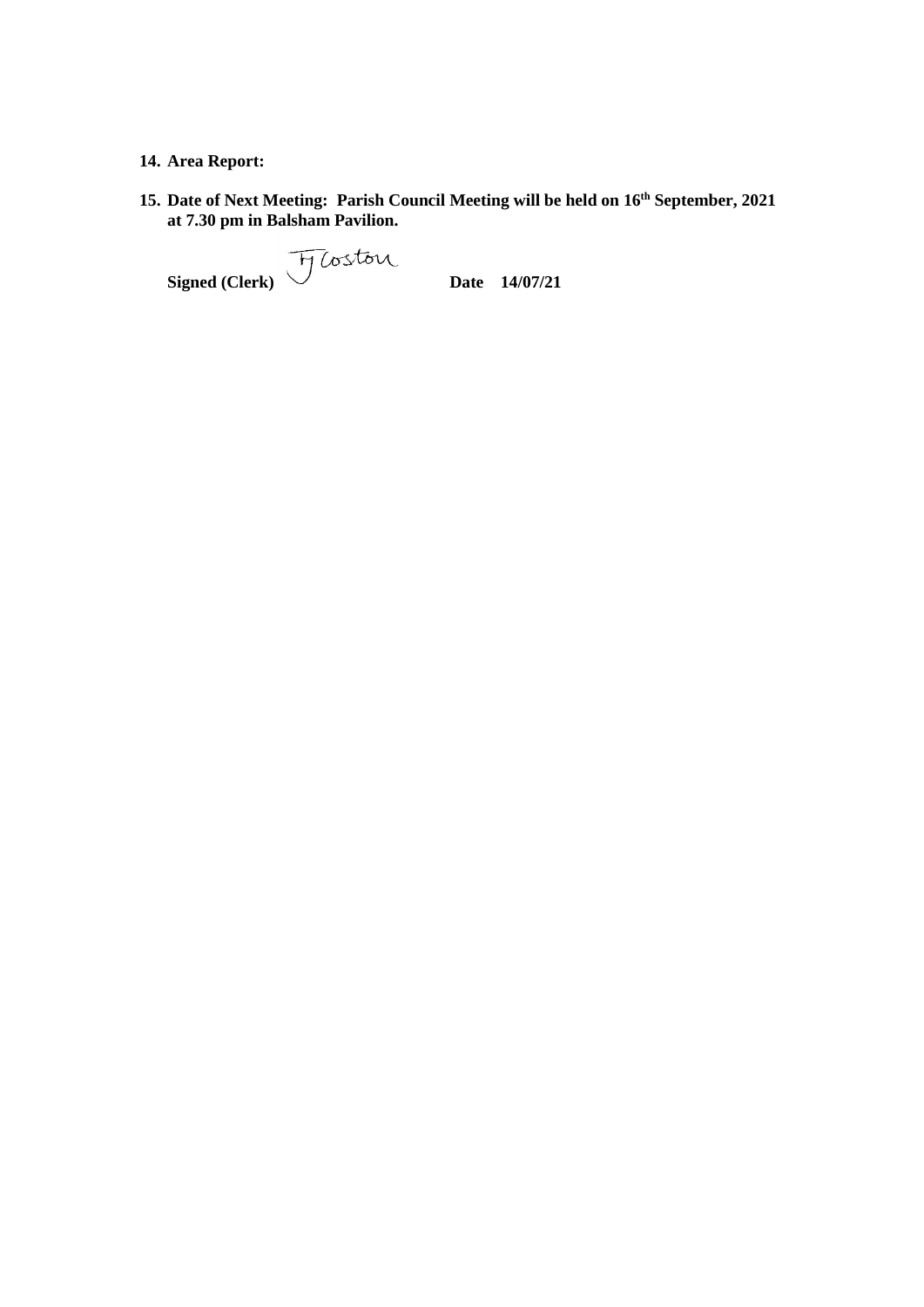**14. Area Report:**

**15. Date of Next Meeting: Parish Council Meeting will be held on 16th September, 2021 at 7.30 pm in Balsham Pavilion.**

**Signed (Clerk)** FJ Coston **Date 14/07/21**